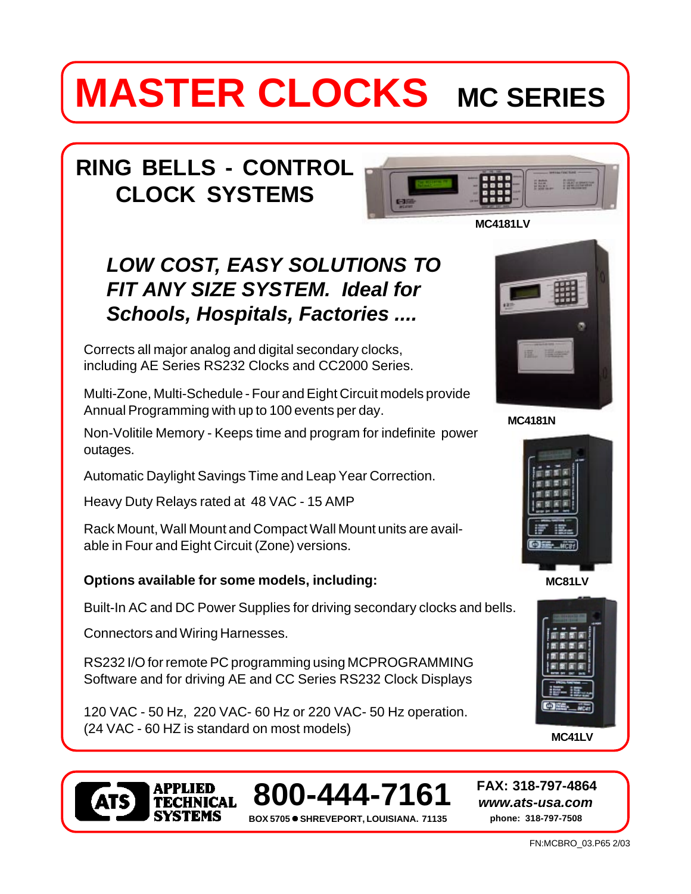# MASTER CLOCKS MC SERIES

## RING BELLS - CONTROL CLOCK SYSTEMS

MC4181LV

### *LOW COST, EASY SOLUTIONS TO FIT ANY SIZE SYSTEM. Ideal for Schools, Hospitals, Factories ....*

Corrects all major analog and digital secondary clocks, including AE Series RS232 Clocks and CC2000 Series.

Multi-Zone, Multi-Schedule - Four and Eight Circuit models provide Annual Programming with up to 100 events per day.

Non-Volitile Memory - Keeps time and program for indefinite power outages.

Automatic Daylight Savings Time and Leap Year Correction.

Heavy Duty Relays rated at 48 VAC - 15 AMP

Rack Mount, Wall Mount and Compact Wall Mount units are available in Four and Eight Circuit (Zone) versions.

MC4181N

**Options available for some models, including:**

Built-In AC and DC Power Supplies for driving secondary clocks and bells.

Connectors and Wiring Harnesses.

RS232 I/O for remote PC programming using MCPROGRAMMING Software and for driving AE and CC Series RS232 Clock Displays

120 VAC - 50 Hz, 220 VAC- 60 Hz or 220 VAC- 50 Hz operation.
(24 VAC - 60 HZ is standard on most models)

MC81LV

MC41LV

**APPLIED TECHNICAL SYSTEMS**

**800-444-7161**

BOX 5705 ● SHREVEPORT, LOUISIANA. 71135

**FAX: 318-797-4864**
***www.ats-usa.com***
**phone: 318-797-7508**

FN:MCBRO_03.P65 2/03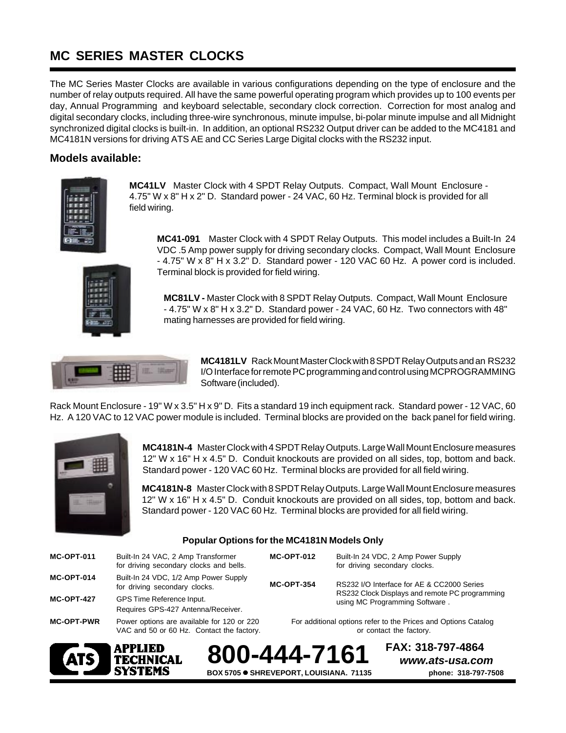# MC SERIES MASTER CLOCKS

The MC Series Master Clocks are available in various configurations depending on the type of enclosure and the number of relay outputs required. All have the same powerful operating program which provides up to 100 events per day, Annual Programming and keyboard selectable, secondary clock correction. Correction for most analog and digital secondary clocks, including three-wire synchronous, minute impulse, bi-polar minute impulse and all Midnight synchronized digital clocks is built-in. In addition, an optional RS232 Output driver can be added to the MC4181 and MC4181N versions for driving ATS AE and CC Series Large Digital clocks with the RS232 input.

## Models available:

**MC41LV** Master Clock with 4 SPDT Relay Outputs. Compact, Wall Mount Enclosure - 4.75" W x 8" H x 2" D. Standard power - 24 VAC, 60 Hz. Terminal block is provided for all field wiring.

**MC41-091** Master Clock with 4 SPDT Relay Outputs. This model includes a Built-In 24 VDC .5 Amp power supply for driving secondary clocks. Compact, Wall Mount Enclosure - 4.75" W x 8" H x 3.2" D. Standard power - 120 VAC 60 Hz. A power cord is included. Terminal block is provided for field wiring.

**MC81LV -** Master Clock with 8 SPDT Relay Outputs. Compact, Wall Mount Enclosure - 4.75" W x 8" H x 3.2" D. Standard power - 24 VAC, 60 Hz. Two connectors with 48" mating harnesses are provided for field wiring.

**MC4181LV** Rack Mount Master Clock with 8 SPDT Relay Outputs and an RS232 I/O Interface for remote PC programming and control using MCPROGRAMMING Software (included).

Rack Mount Enclosure - 19" W x 3.5" H x 9" D. Fits a standard 19 inch equipment rack. Standard power - 12 VAC, 60 Hz. A 120 VAC to 12 VAC power module is included. Terminal blocks are provided on the back panel for field wiring.

**MC4181N-4** Master Clock with 4 SPDT Relay Outputs. Large Wall Mount Enclosure measures 12" W x 16" H x 4.5" D. Conduit knockouts are provided on all sides, top, bottom and back. Standard power - 120 VAC 60 Hz. Terminal blocks are provided for all field wiring.

**MC4181N-8** Master Clock with 8 SPDT Relay Outputs. Large Wall Mount Enclosure measures 12" W x 16" H x 4.5" D. Conduit knockouts are provided on all sides, top, bottom and back. Standard power - 120 VAC 60 Hz. Terminal blocks are provided for all field wiring.

### Popular Options for the MC4181N Models Only

| | | | |
|---|---|---|---|
| **MC-OPT-011** | Built-In 24 VAC, 2 Amp Transformer for driving secondary clocks and bells. | **MC-OPT-012** | Built-In 24 VDC, 2 Amp Power Supply for driving secondary clocks. |
| **MC-OPT-014** | Built-In 24 VDC, 1/2 Amp Power Supply for driving secondary clocks. | **MC-OPT-354** | RS232 I/O Interface for AE & CC2000 Series RS232 Clock Displays and remote PC programming using MC Programming Software . |
| **MC-OPT-427** | GPS Time Reference Input. Requires GPS-427 Antenna/Receiver. | | |
| **MC-OPT-PWR** | Power options are available for 120 or 220 VAC and 50 or 60 Hz. Contact the factory. | | For additional options refer to the Prices and Options Catalog or contact the factory. |

ATS APPLIED TECHNICAL SYSTEMS

**800-444-7161**

BOX 5705 ● SHREVEPORT, LOUISIANA. 71135

FAX: 318-797-4864

*www.ats-usa.com*

phone: 318-797-7508